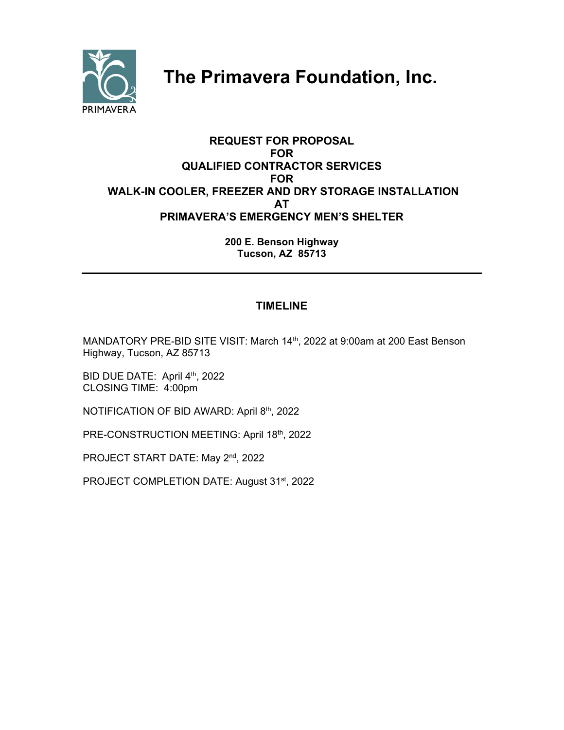PRIMAVERA

# The Primavera Foundation, Inc.

**REQUEST FOR PROPOSAL**
**FOR**
**QUALIFIED CONTRACTOR SERVICES**
**FOR**
**WALK-IN COOLER, FREEZER AND DRY STORAGE INSTALLATION**
**AT**
**PRIMAVERA'S EMERGENCY MEN'S SHELTER**

**200 E. Benson Highway**
**Tucson, AZ 85713**

---

## TIMELINE

MANDATORY PRE-BID SITE VISIT: March 14th, 2022 at 9:00am at 200 East Benson Highway, Tucson, AZ 85713

BID DUE DATE: April 4th, 2022
CLOSING TIME: 4:00pm

NOTIFICATION OF BID AWARD: April 8th, 2022

PRE-CONSTRUCTION MEETING: April 18th, 2022

PROJECT START DATE: May 2nd, 2022

PROJECT COMPLETION DATE: August 31st, 2022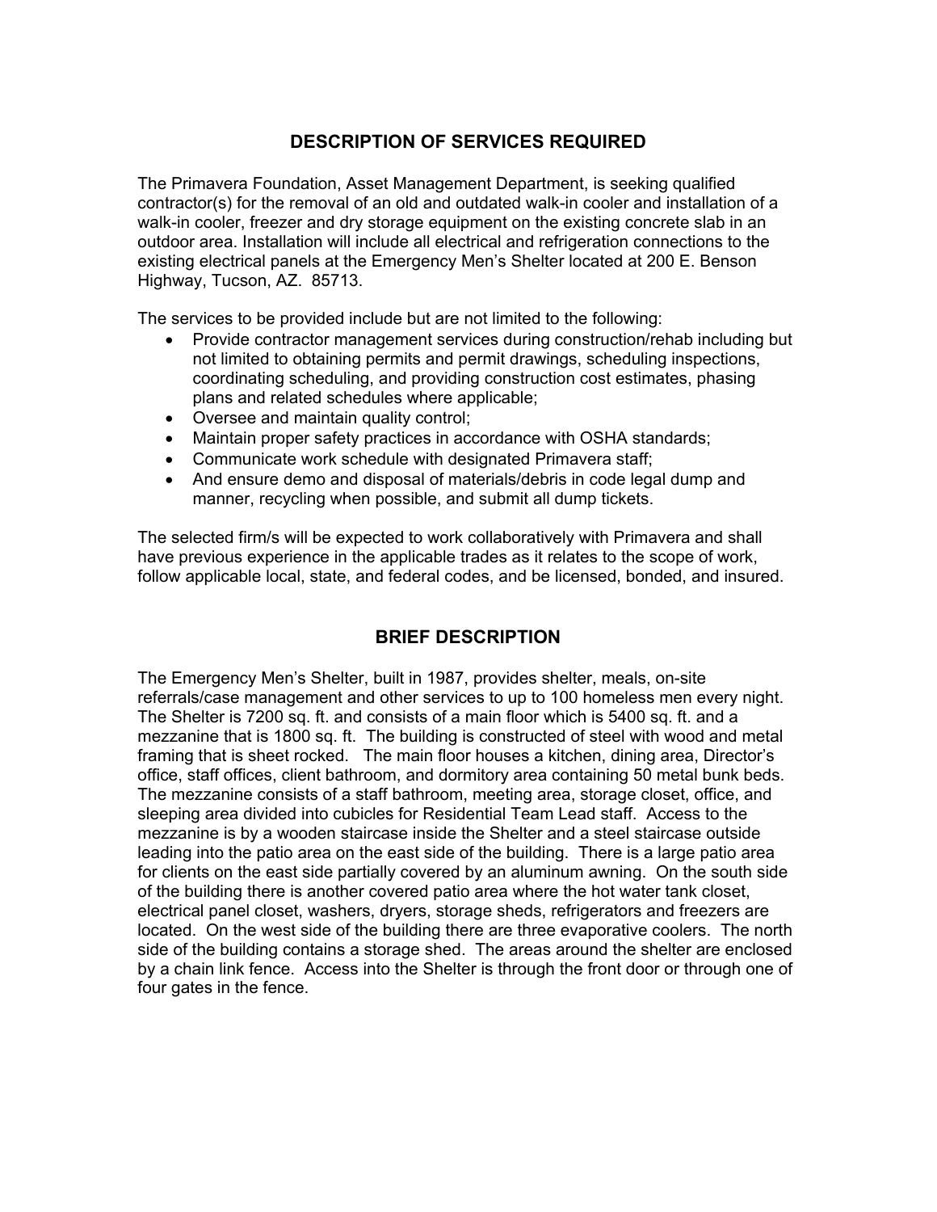## DESCRIPTION OF SERVICES REQUIRED

The Primavera Foundation, Asset Management Department, is seeking qualified contractor(s) for the removal of an old and outdated walk-in cooler and installation of a walk-in cooler, freezer and dry storage equipment on the existing concrete slab in an outdoor area. Installation will include all electrical and refrigeration connections to the existing electrical panels at the Emergency Men's Shelter located at 200 E. Benson Highway, Tucson, AZ. 85713.

The services to be provided include but are not limited to the following:

- Provide contractor management services during construction/rehab including but not limited to obtaining permits and permit drawings, scheduling inspections, coordinating scheduling, and providing construction cost estimates, phasing plans and related schedules where applicable;
- Oversee and maintain quality control;
- Maintain proper safety practices in accordance with OSHA standards;
- Communicate work schedule with designated Primavera staff;
- And ensure demo and disposal of materials/debris in code legal dump and manner, recycling when possible, and submit all dump tickets.

The selected firm/s will be expected to work collaboratively with Primavera and shall have previous experience in the applicable trades as it relates to the scope of work, follow applicable local, state, and federal codes, and be licensed, bonded, and insured.

## BRIEF DESCRIPTION

The Emergency Men's Shelter, built in 1987, provides shelter, meals, on-site referrals/case management and other services to up to 100 homeless men every night. The Shelter is 7200 sq. ft. and consists of a main floor which is 5400 sq. ft. and a mezzanine that is 1800 sq. ft. The building is constructed of steel with wood and metal framing that is sheet rocked. The main floor houses a kitchen, dining area, Director's office, staff offices, client bathroom, and dormitory area containing 50 metal bunk beds. The mezzanine consists of a staff bathroom, meeting area, storage closet, office, and sleeping area divided into cubicles for Residential Team Lead staff. Access to the mezzanine is by a wooden staircase inside the Shelter and a steel staircase outside leading into the patio area on the east side of the building. There is a large patio area for clients on the east side partially covered by an aluminum awning. On the south side of the building there is another covered patio area where the hot water tank closet, electrical panel closet, washers, dryers, storage sheds, refrigerators and freezers are located. On the west side of the building there are three evaporative coolers. The north side of the building contains a storage shed. The areas around the shelter are enclosed by a chain link fence. Access into the Shelter is through the front door or through one of four gates in the fence.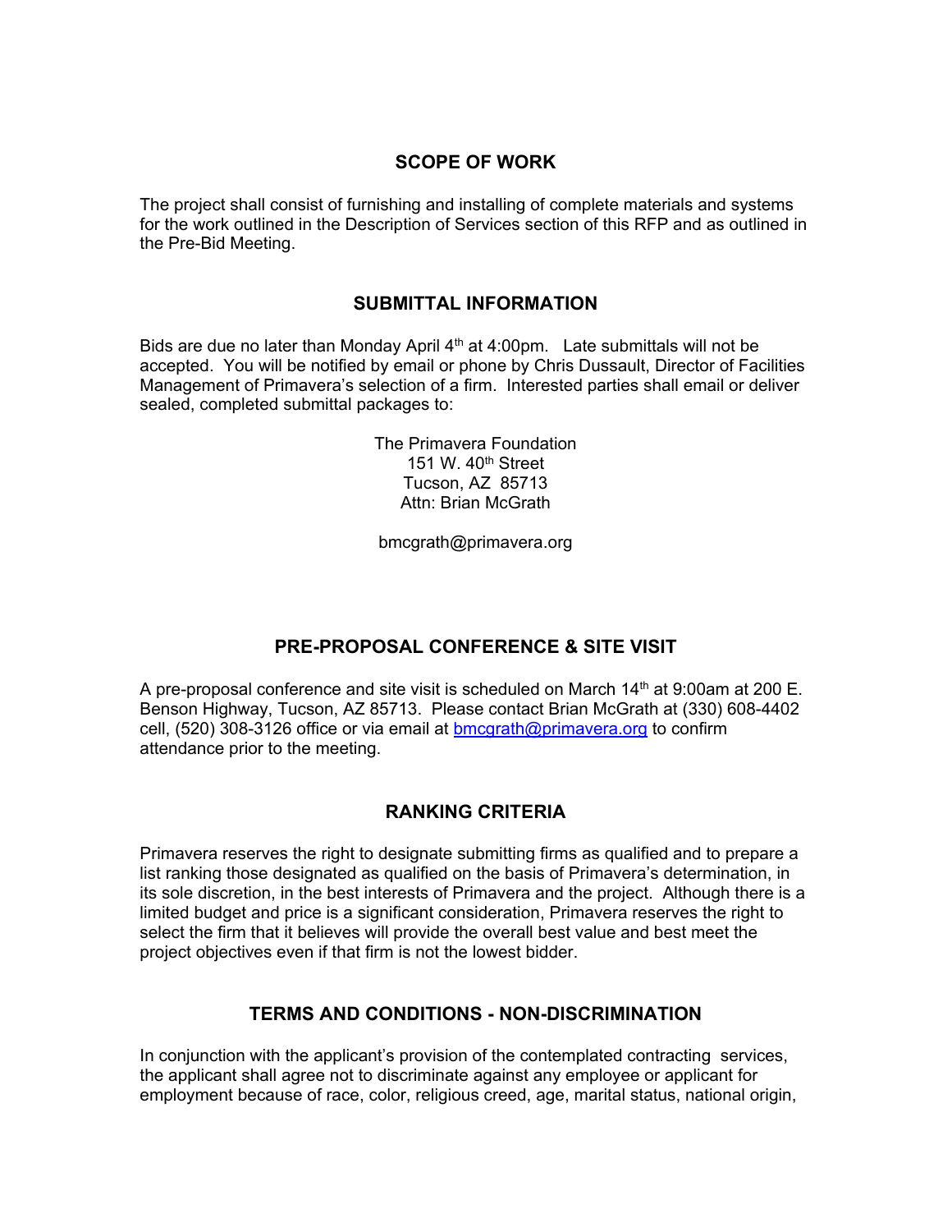## SCOPE OF WORK

The project shall consist of furnishing and installing of complete materials and systems for the work outlined in the Description of Services section of this RFP and as outlined in the Pre-Bid Meeting.

## SUBMITTAL INFORMATION

Bids are due no later than Monday April 4th at 4:00pm. Late submittals will not be accepted. You will be notified by email or phone by Chris Dussault, Director of Facilities Management of Primavera's selection of a firm. Interested parties shall email or deliver sealed, completed submittal packages to:

The Primavera Foundation
151 W. 40th Street
Tucson, AZ 85713
Attn: Brian McGrath

bmcgrath@primavera.org

## PRE-PROPOSAL CONFERENCE & SITE VISIT

A pre-proposal conference and site visit is scheduled on March 14th at 9:00am at 200 E. Benson Highway, Tucson, AZ 85713. Please contact Brian McGrath at (330) 608-4402 cell, (520) 308-3126 office or via email at bmcgrath@primavera.org to confirm attendance prior to the meeting.

## RANKING CRITERIA

Primavera reserves the right to designate submitting firms as qualified and to prepare a list ranking those designated as qualified on the basis of Primavera's determination, in its sole discretion, in the best interests of Primavera and the project. Although there is a limited budget and price is a significant consideration, Primavera reserves the right to select the firm that it believes will provide the overall best value and best meet the project objectives even if that firm is not the lowest bidder.

## TERMS AND CONDITIONS - NON-DISCRIMINATION

In conjunction with the applicant's provision of the contemplated contracting services, the applicant shall agree not to discriminate against any employee or applicant for employment because of race, color, religious creed, age, marital status, national origin,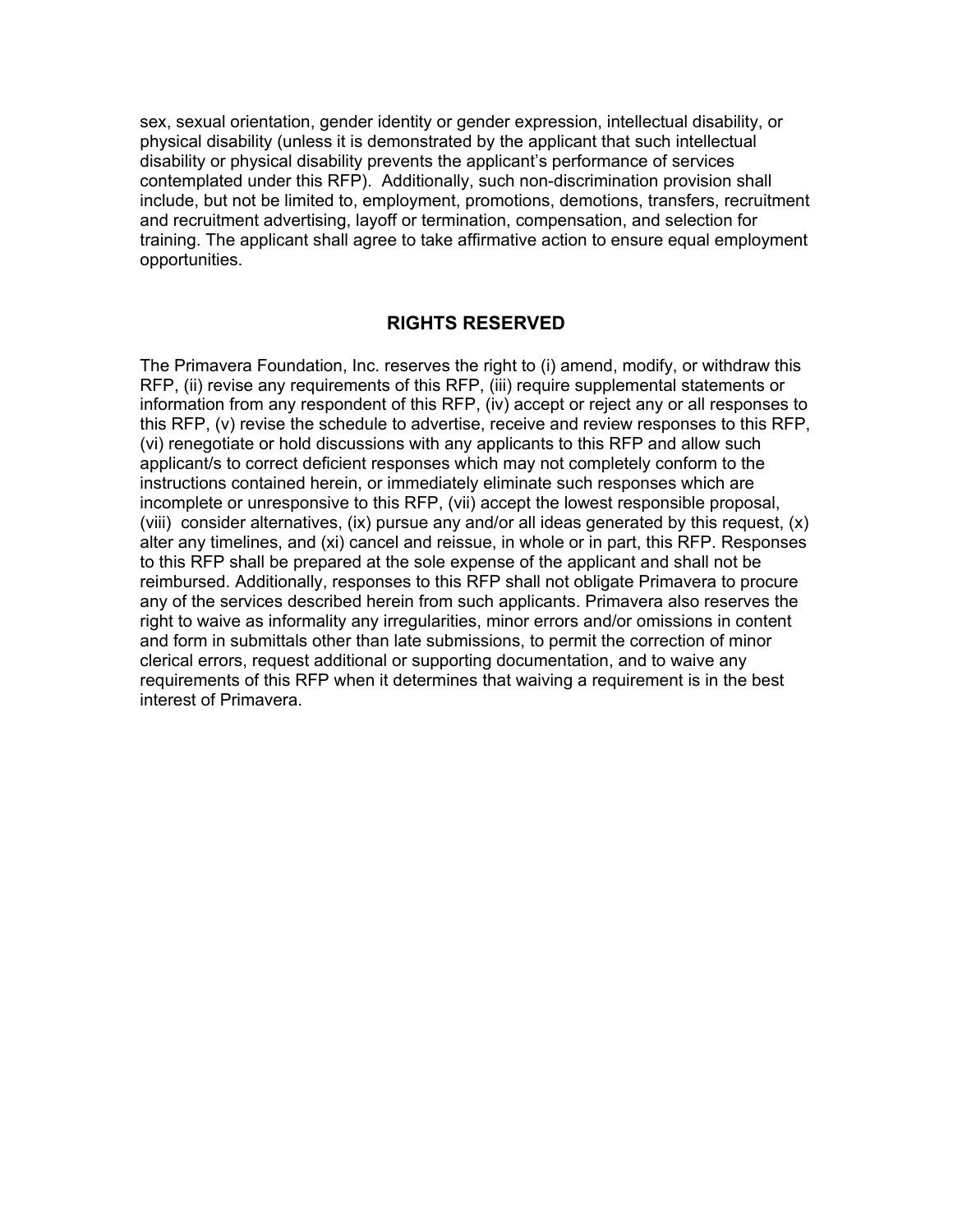sex, sexual orientation, gender identity or gender expression, intellectual disability, or physical disability (unless it is demonstrated by the applicant that such intellectual disability or physical disability prevents the applicant's performance of services contemplated under this RFP). Additionally, such non-discrimination provision shall include, but not be limited to, employment, promotions, demotions, transfers, recruitment and recruitment advertising, layoff or termination, compensation, and selection for training. The applicant shall agree to take affirmative action to ensure equal employment opportunities.

## RIGHTS RESERVED

The Primavera Foundation, Inc. reserves the right to (i) amend, modify, or withdraw this RFP, (ii) revise any requirements of this RFP, (iii) require supplemental statements or information from any respondent of this RFP, (iv) accept or reject any or all responses to this RFP, (v) revise the schedule to advertise, receive and review responses to this RFP, (vi) renegotiate or hold discussions with any applicants to this RFP and allow such applicant/s to correct deficient responses which may not completely conform to the instructions contained herein, or immediately eliminate such responses which are incomplete or unresponsive to this RFP, (vii) accept the lowest responsible proposal, (viii) consider alternatives, (ix) pursue any and/or all ideas generated by this request, (x) alter any timelines, and (xi) cancel and reissue, in whole or in part, this RFP. Responses to this RFP shall be prepared at the sole expense of the applicant and shall not be reimbursed. Additionally, responses to this RFP shall not obligate Primavera to procure any of the services described herein from such applicants. Primavera also reserves the right to waive as informality any irregularities, minor errors and/or omissions in content and form in submittals other than late submissions, to permit the correction of minor clerical errors, request additional or supporting documentation, and to waive any requirements of this RFP when it determines that waiving a requirement is in the best interest of Primavera.